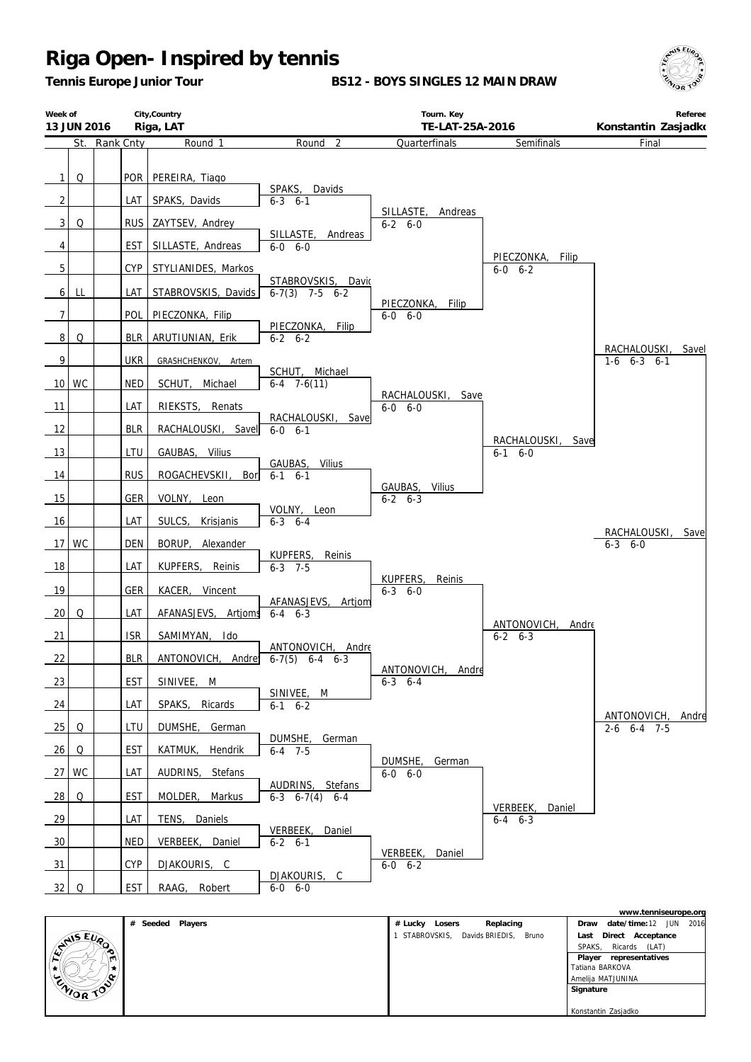# Riga Open- Inspired by tennis

**Tennis Europe Junior Tour**

**BS12 - BOYS SINGLES 12 MAIN DRAW**

| Week of | City,Country | Tourn. Key | Referee |
|---|---|---|---|
| 13 JUN 2016 | Riga, LAT | TE-LAT-25A-2016 | Konstantin Zasjadko |

| # | St. | Rank | Cnty | Round 1 | Round 2 | Quarterfinals | Semifinals | Final |
|---|---|---|---|---|---|---|---|---|
| 1 | Q | | POR | PEREIRA, Tiago | | | | |
| 2 | | | LAT | SPAKS, Davids | SPAKS, Davids 6-3 6-1 | | | |
| 3 | Q | | RUS | ZAYTSEV, Andrey | | SILLASTE, Andreas 6-2 6-0 | | |
| 4 | | | EST | SILLASTE, Andreas | SILLASTE, Andreas 6-0 6-0 | | | |
| 5 | | | CYP | STYLIANIDES, Markos | | | PIECZONKA, Filip 6-0 6-2 | |
| 6 | LL | | LAT | STABROVSKIS, Davids | STABROVSKIS, David 6-7(3) 7-5 6-2 | | | |
| 7 | | | POL | PIECZONKA, Filip | | PIECZONKA, Filip 6-0 6-0 | | |
| 8 | Q | | BLR | ARUTIUNIAN, Erik | PIECZONKA, Filip 6-2 6-2 | | | |
| 9 | | | UKR | GRASHCHENKOV, Artem | | | | RACHALOUSKI, Savel 1-6 6-3 6-1 |
| 10 | WC | | NED | SCHUT, Michael | SCHUT, Michael 6-4 7-6(11) | | | |
| 11 | | | LAT | RIEKSTS, Renats | | RACHALOUSKI, Save 6-0 6-0 | | |
| 12 | | | BLR | RACHALOUSKI, Savel | RACHALOUSKI, Save 6-0 6-1 | | | |
| 13 | | | LTU | GAUBAS, Vilius | | | RACHALOUSKI, Save 6-1 6-0 | |
| 14 | | | RUS | ROGACHEVSKII, Bor | GAUBAS, Vilius 6-1 6-1 | | | |
| 15 | | | GER | VOLNY, Leon | | GAUBAS, Vilius 6-2 6-3 | | |
| 16 | | | LAT | SULCS, Krisjanis | VOLNY, Leon 6-3 6-4 | | | |
| 17 | WC | | DEN | BORUP, Alexander | | | | RACHALOUSKI, Save 6-3 6-0 |
| 18 | | | LAT | KUPFERS, Reinis | KUPFERS, Reinis 6-3 7-5 | | | |
| 19 | | | GER | KACER, Vincent | | KUPFERS, Reinis 6-3 6-0 | | |
| 20 | Q | | LAT | AFANASJEVS, Artjoms | AFANASJEVS, Artjom 6-4 6-3 | | | |
| 21 | | | ISR | SAMIMYAN, Ido | | | ANTONOVICH, Andre 6-2 6-3 | |
| 22 | | | BLR | ANTONOVICH, Andrei | ANTONOVICH, Andre 6-7(5) 6-4 6-3 | | | |
| 23 | | | EST | SINIVEE, M | | ANTONOVICH, Andre 6-3 6-4 | | |
| 24 | | | LAT | SPAKS, Ricards | SINIVEE, M 6-1 6-2 | | | |
| 25 | Q | | LTU | DUMSHE, German | | | | ANTONOVICH, Andre 2-6 6-4 7-5 |
| 26 | Q | | EST | KATMUK, Hendrik | DUMSHE, German 6-4 7-5 | | | |
| 27 | WC | | LAT | AUDRINS, Stefans | | DUMSHE, German 6-0 6-0 | | |
| 28 | Q | | EST | MOLDER, Markus | AUDRINS, Stefans 6-3 6-7(4) 6-4 | | | |
| 29 | | | LAT | TENS, Daniels | | | VERBEEK, Daniel 6-4 6-3 | |
| 30 | | | NED | VERBEEK, Daniel | VERBEEK, Daniel 6-2 6-1 | | | |
| 31 | | | CYP | DJAKOURIS, C | | VERBEEK, Daniel 6-0 6-2 | | |
| 32 | Q | | EST | RAAG, Robert | DJAKOURIS, C 6-0 6-0 | | | |

www.tenniseurope.org

| # Seeded Players | # Lucky Losers | Replacing | |
|---|---|---|---|
| | 1 STABROVSKIS, Davids | BRIEDIS, Bruno | **Draw date/time:** 12 JUN 2016 |
| | | | **Last Direct Acceptance** SPAKS, Ricards (LAT) |
| | | | **Player representatives** Tatiana BARKOVA, Amelija MATJUNINA |
| | | | **Signature** Konstantin Zasjadko |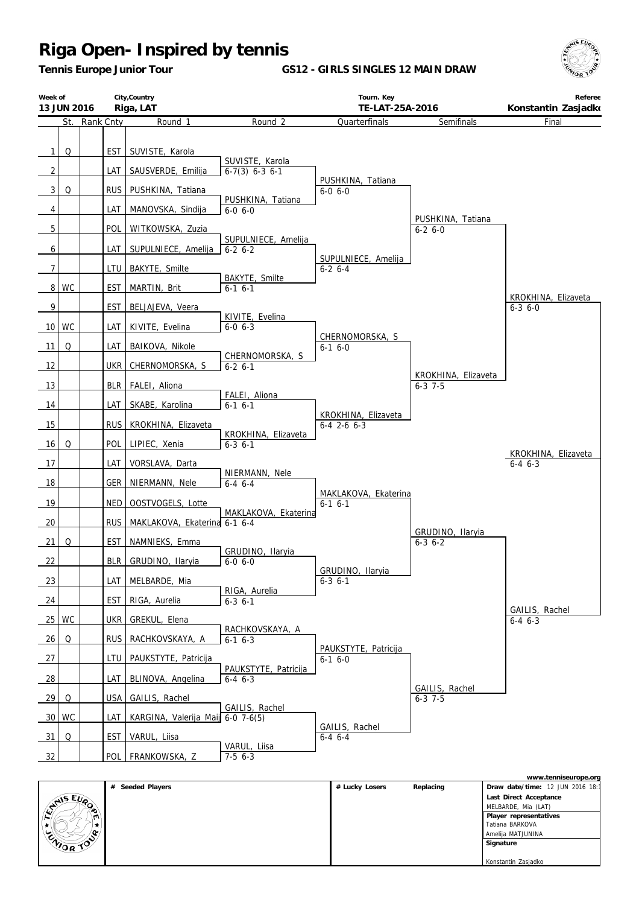# Riga Open- Inspired by tennis

**Tennis Europe Junior Tour**

**GS12 - GIRLS SINGLES 12 MAIN DRAW**

| Week of | City,Country | Tourn. Key | Referee |
|---|---|---|---|
| 13 JUN 2016 | Riga, LAT | TE-LAT-25A-2016 | Konstantin Zasjadko |

| # | St. | Rank | Cnty | Round 1 | Round 2 | Quarterfinals | Semifinals | Final |
|---|---|---|---|---|---|---|---|---|
| 1 | Q | | EST | SUVISTE, Karola | | | | |
| 2 | | | LAT | SAUSVERDE, Emilija | SUVISTE, Karola 6-7(3) 6-3 6-1 | | | |
| 3 | Q | | RUS | PUSHKINA, Tatiana | | PUSHKINA, Tatiana 6-0 6-0 | | |
| 4 | | | LAT | MANOVSKA, Sindija | PUSHKINA, Tatiana 6-0 6-0 | | | |
| 5 | | | POL | WITKOWSKA, Zuzia | | | PUSHKINA, Tatiana 6-2 6-0 | |
| 6 | | | LAT | SUPULNIECE, Amelija | SUPULNIECE, Amelija 6-2 6-2 | | | |
| 7 | | | LTU | BAKYTE, Smilte | | SUPULNIECE, Amelija 6-2 6-4 | | |
| 8 | WC | | EST | MARTIN, Brit | BAKYTE, Smilte 6-1 6-1 | | | |
| 9 | | | EST | BELJAJEVA, Veera | | | | KROKHINA, Elizaveta 6-3 6-0 |
| 10 | WC | | LAT | KIVITE, Evelina | KIVITE, Evelina 6-0 6-3 | | | |
| 11 | Q | | LAT | BAIKOVA, Nikole | | CHERNOMORSKA, S 6-1 6-0 | | |
| 12 | | | UKR | CHERNOMORSKA, S | CHERNOMORSKA, S 6-2 6-1 | | | |
| 13 | | | BLR | FALEI, Aliona | | | KROKHINA, Elizaveta 6-3 7-5 | |
| 14 | | | LAT | SKABE, Karolina | FALEI, Aliona 6-1 6-1 | | | |
| 15 | | | RUS | KROKHINA, Elizaveta | | KROKHINA, Elizaveta 6-4 2-6 6-3 | | |
| 16 | Q | | POL | LIPIEC, Xenia | KROKHINA, Elizaveta 6-3 6-1 | | | |
| 17 | | | LAT | VORSLAVA, Darta | | | | KROKHINA, Elizaveta 6-4 6-3 |
| 18 | | | GER | NIERMANN, Nele | NIERMANN, Nele 6-4 6-4 | | | |
| 19 | | | NED | OOSTVOGELS, Lotte | | MAKLAKOVA, Ekaterina 6-1 6-1 | | |
| 20 | | | RUS | MAKLAKOVA, Ekaterina | MAKLAKOVA, Ekaterina 6-1 6-4 | | | |
| 21 | Q | | EST | NAMNIEKS, Emma | | | GRUDINO, Ilaryia 6-3 6-2 | |
| 22 | | | BLR | GRUDINO, Ilaryia | GRUDINO, Ilaryia 6-0 6-0 | | | |
| 23 | | | LAT | MELBARDE, Mia | | GRUDINO, Ilaryia 6-3 6-1 | | |
| 24 | | | EST | RIGA, Aurelia | RIGA, Aurelia 6-3 6-1 | | | |
| 25 | WC | | UKR | GREKUL, Elena | | | | GAILIS, Rachel 6-4 6-3 |
| 26 | Q | | RUS | RACHKOVSKAYA, A | RACHKOVSKAYA, A 6-1 6-3 | | | |
| 27 | | | LTU | PAUKSTYTE, Patricija | | PAUKSTYTE, Patricija 6-1 6-0 | | |
| 28 | | | LAT | BLINOVA, Angelina | PAUKSTYTE, Patricija 6-4 6-3 | | | |
| 29 | Q | | USA | GAILIS, Rachel | | | GAILIS, Rachel 6-3 7-5 | |
| 30 | WC | | LAT | KARGINA, Valerija Maij | GAILIS, Rachel 6-0 7-6(5) | | | |
| 31 | Q | | EST | VARUL, Liisa | | GAILIS, Rachel 6-4 6-4 | | |
| 32 | | | POL | FRANKOWSKA, Z | VARUL, Liisa 7-5 6-3 | | | |

www.tenniseurope.org

| # Seeded Players | # Lucky Losers | Replacing | |
|---|---|---|---|
| | | | **Draw date/time:** 12 JUN 2016 18:1 |
| | | | **Last Direct Acceptance** MELBARDE, Mia (LAT) |
| | | | **Player representatives** Tatiana BARKOVA, Amelija MATJUNINA |
| | | | **Signature** Konstantin Zasjadko |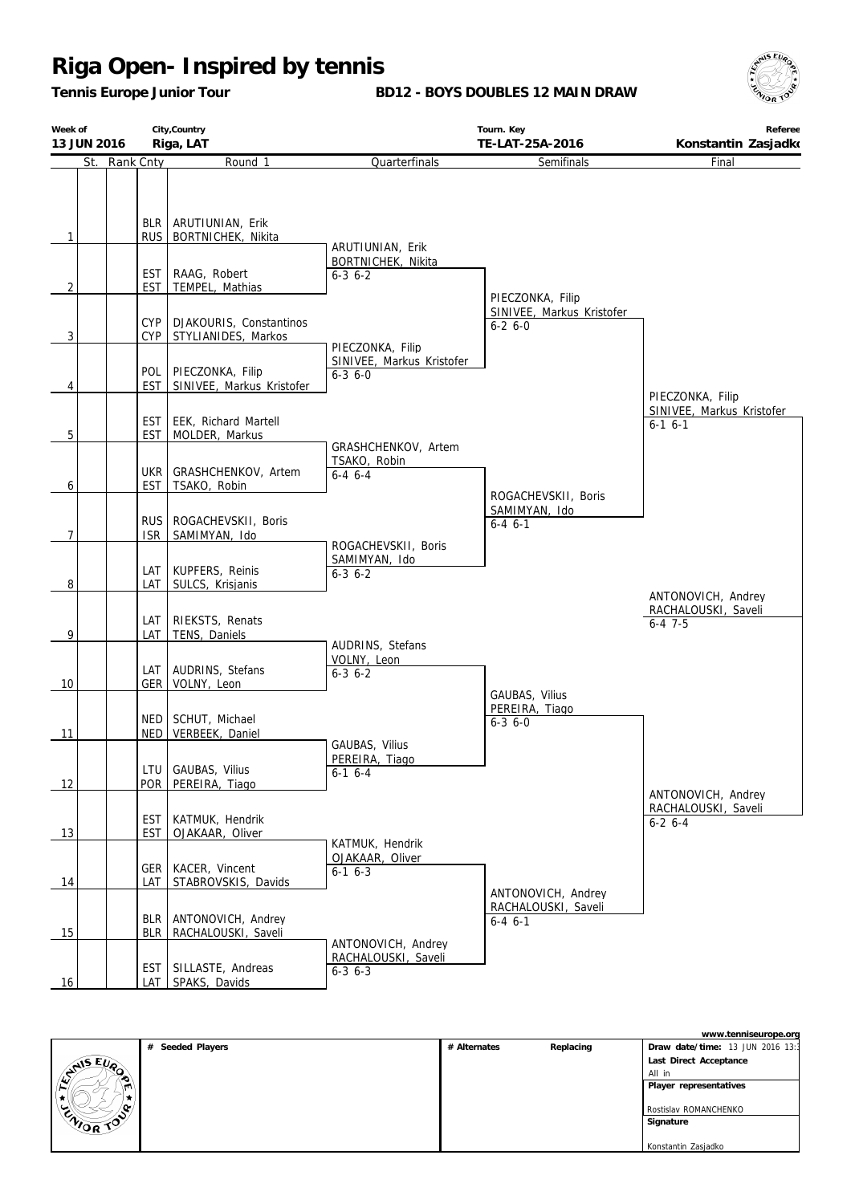# Riga Open- Inspired by tennis

**Tennis Europe Junior Tour** **BD12 - BOYS DOUBLES 12 MAIN DRAW**

| Week of | City,Country | Tourn. Key | Referee |
|---|---|---|---|
| 13 JUN 2016 | Riga, LAT | TE-LAT-25A-2016 | Konstantin Zasjadko |

| | St. | Rank | Cnty | Round 1 | Quarterfinals | Semifinals | Final |
|---|---|---|---|---|---|---|---|
| 1 | | | BLR / RUS | ARUTIUNIAN, Erik / BORTNICHEK, Nikita | ARUTIUNIAN, Erik / BORTNICHEK, Nikita | | |
| 2 | | | EST / EST | RAAG, Robert / TEMPEL, Mathias | 6-3 6-2 | PIECZONKA, Filip / SINIVEE, Markus Kristofer | |
| 3 | | | CYP / CYP | DJAKOURIS, Constantinos / STYLIANIDES, Markos | PIECZONKA, Filip / SINIVEE, Markus Kristofer | 6-2 6-0 | |
| 4 | | | POL / EST | PIECZONKA, Filip / SINIVEE, Markus Kristofer | 6-3 6-0 | | PIECZONKA, Filip / SINIVEE, Markus Kristofer |
| 5 | | | EST / EST | EEK, Richard Martell / MOLDER, Markus | GRASHCHENKOV, Artem / TSAKO, Robin | | 6-1 6-1 |
| 6 | | | UKR / EST | GRASHCHENKOV, Artem / TSAKO, Robin | 6-4 6-4 | ROGACHEVSKII, Boris / SAMIMYAN, Ido | |
| 7 | | | RUS / ISR | ROGACHEVSKII, Boris / SAMIMYAN, Ido | ROGACHEVSKII, Boris / SAMIMYAN, Ido | 6-4 6-1 | |
| 8 | | | LAT / LAT | KUPFERS, Reinis / SULCS, Krisjanis | 6-3 6-2 | | ANTONOVICH, Andrey / RACHALOUSKI, Saveli |
| 9 | | | LAT / LAT | RIEKSTS, Renats / TENS, Daniels | AUDRINS, Stefans / VOLNY, Leon | | 6-4 7-5 |
| 10 | | | LAT / GER | AUDRINS, Stefans / VOLNY, Leon | 6-3 6-2 | GAUBAS, Vilius / PEREIRA, Tiago | |
| 11 | | | NED / NED | SCHUT, Michael / VERBEEK, Daniel | GAUBAS, Vilius / PEREIRA, Tiago | 6-3 6-0 | |
| 12 | | | LTU / POR | GAUBAS, Vilius / PEREIRA, Tiago | 6-1 6-4 | | ANTONOVICH, Andrey / RACHALOUSKI, Saveli |
| 13 | | | EST / EST | KATMUK, Hendrik / OJAKAAR, Oliver | KATMUK, Hendrik / OJAKAAR, Oliver | | 6-2 6-4 |
| 14 | | | GER / LAT | KACER, Vincent / STABROVSKIS, Davids | 6-1 6-3 | ANTONOVICH, Andrey / RACHALOUSKI, Saveli | |
| 15 | | | BLR / BLR | ANTONOVICH, Andrey / RACHALOUSKI, Saveli | ANTONOVICH, Andrey / RACHALOUSKI, Saveli | 6-4 6-1 | |
| 16 | | | EST / LAT | SILLASTE, Andreas / SPAKS, Davids | 6-3 6-3 | | |

www.tenniseurope.org

| # Seeded Players | # Alternates | Replacing | |
|---|---|---|---|
| | | | **Draw date/time:** 13 JUN 2016 13:3 |
| | | | **Last Direct Acceptance** |
| | | | All in |
| | | | **Player representatives** |
| | | | Rostislav ROMANCHENKO |
| | | | **Signature** |
| | | | Konstantin Zasjadko |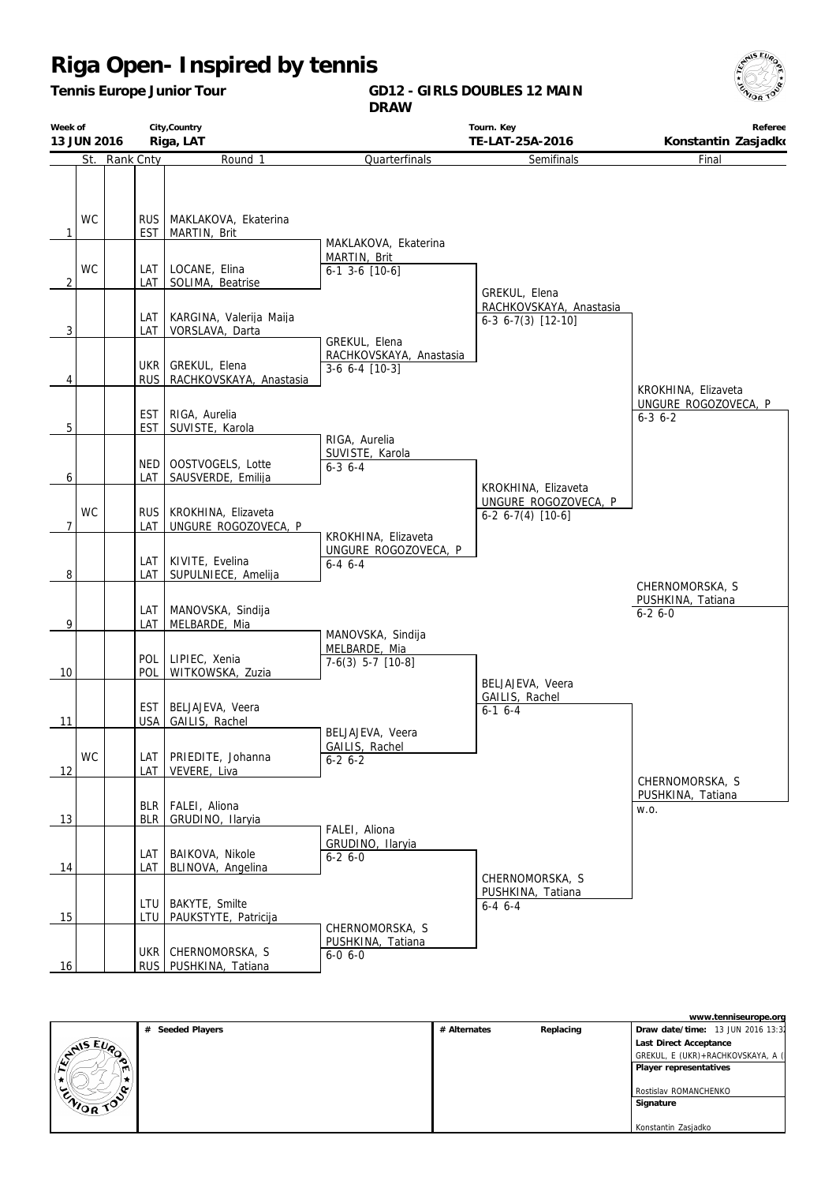# Riga Open- Inspired by tennis

**Tennis Europe Junior Tour**

**GD12 - GIRLS DOUBLES 12 MAIN DRAW**

| Week of | City,Country | Tourn. Key | Referee |
|---|---|---|---|
| **13 JUN 2016** | **Riga, LAT** | **TE-LAT-25A-2016** | **Konstantin Zasjadko** |

| | St. | Rank | Cnty | Round 1 | Quarterfinals | Semifinals | Final |
|---|---|---|---|---|---|---|---|
| 1 | WC | | RUS / EST | MAKLAKOVA, Ekaterina / MARTIN, Brit | MAKLAKOVA, Ekaterina / MARTIN, Brit 6-1 3-6 [10-6] | | |
| 2 | WC | | LAT / LAT | LOCANE, Elina / SOLIMA, Beatrise | | GREKUL, Elena / RACHKOVSKAYA, Anastasia 6-3 6-7(3) [12-10] | |
| 3 | | | LAT / LAT | KARGINA, Valerija Maija / VORSLAVA, Darta | GREKUL, Elena / RACHKOVSKAYA, Anastasia 3-6 6-4 [10-3] | | |
| 4 | | | UKR / RUS | GREKUL, Elena / RACHKOVSKAYA, Anastasia | | | KROKHINA, Elizaveta / UNGURE ROGOZOVECA, P 6-3 6-2 |
| 5 | | | EST / EST | RIGA, Aurelia / SUVISTE, Karola | RIGA, Aurelia / SUVISTE, Karola 6-3 6-4 | | |
| 6 | | | NED / LAT | OOSTVOGELS, Lotte / SAUSVERDE, Emilija | | KROKHINA, Elizaveta / UNGURE ROGOZOVECA, P 6-2 6-7(4) [10-6] | |
| 7 | WC | | RUS / LAT | KROKHINA, Elizaveta / UNGURE ROGOZOVECA, P | KROKHINA, Elizaveta / UNGURE ROGOZOVECA, P 6-4 6-4 | | |
| 8 | | | LAT / LAT | KIVITE, Evelina / SUPULNIECE, Amelija | | | CHERNOMORSKA, S / PUSHKINA, Tatiana 6-2 6-0 |
| 9 | | | LAT / LAT | MANOVSKA, Sindija / MELBARDE, Mia | MANOVSKA, Sindija / MELBARDE, Mia 7-6(3) 5-7 [10-8] | | |
| 10 | | | POL / POL | LIPIEC, Xenia / WITKOWSKA, Zuzia | | BELJAJEVA, Veera / GAILIS, Rachel 6-1 6-4 | |
| 11 | | | EST / USA | BELJAJEVA, Veera / GAILIS, Rachel | BELJAJEVA, Veera / GAILIS, Rachel 6-2 6-2 | | |
| 12 | WC | | LAT / LAT | PRIEDITE, Johanna / VEVERE, Liva | | | CHERNOMORSKA, S / PUSHKINA, Tatiana w.o. |
| 13 | | | BLR / BLR | FALEI, Aliona / GRUDINO, Ilaryia | FALEI, Aliona / GRUDINO, Ilaryia 6-2 6-0 | | |
| 14 | | | LAT / LAT | BAIKOVA, Nikole / BLINOVA, Angelina | | CHERNOMORSKA, S / PUSHKINA, Tatiana 6-4 6-4 | |
| 15 | | | LTU / LTU | BAKYTE, Smilte / PAUKSTYTE, Patricija | CHERNOMORSKA, S / PUSHKINA, Tatiana 6-0 6-0 | | |
| 16 | | | UKR / RUS | CHERNOMORSKA, S / PUSHKINA, Tatiana | | | |

www.tenniseurope.org

| # Seeded Players | # Alternates | Replacing | |
|---|---|---|---|
| | | | **Draw date/time:** 13 JUN 2016 13:3 |
| | | | **Last Direct Acceptance** |
| | | | GREKUL, E (UKR)+RACHKOVSKAYA, A ( |
| | | | **Player representatives** |
| | | | Rostislav ROMANCHENKO |
| | | | **Signature** |
| | | | Konstantin Zasjadko |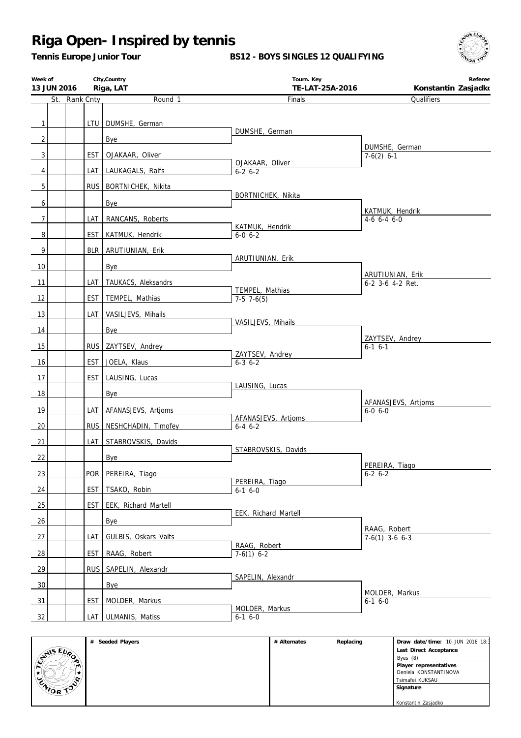# Riga Open- Inspired by tennis

**Tennis Europe Junior Tour** **BS12 - BOYS SINGLES 12 QUALIFYING**

| Week of | City,Country | Tourn. Key | Referee |
|---|---|---|---|
| 13 JUN 2016 | Riga, LAT | TE-LAT-25A-2016 | Konstantin Zasjadko |

| # | St. | Rank | Cnty | Round 1 | Finals | Qualifiers |
|---|---|---|---|---|---|---|
| 1 | | | LTU | DUMSHE, German | DUMSHE, German | DUMSHE, German 7-6(2) 6-1 |
| 2 | | | | Bye | | |
| 3 | | | EST | OJAKAAR, Oliver | OJAKAAR, Oliver 6-2 6-2 | |
| 4 | | | LAT | LAUKAGALS, Ralfs | | |
| 5 | | | RUS | BORTNICHEK, Nikita | BORTNICHEK, Nikita | KATMUK, Hendrik 4-6 6-4 6-0 |
| 6 | | | | Bye | | |
| 7 | | | LAT | RANCANS, Roberts | KATMUK, Hendrik 6-0 6-2 | |
| 8 | | | EST | KATMUK, Hendrik | | |
| 9 | | | BLR | ARUTIUNIAN, Erik | ARUTIUNIAN, Erik | ARUTIUNIAN, Erik 6-2 3-6 4-2 Ret. |
| 10 | | | | Bye | | |
| 11 | | | LAT | TAUKACS, Aleksandrs | TEMPEL, Mathias 7-5 7-6(5) | |
| 12 | | | EST | TEMPEL, Mathias | | |
| 13 | | | LAT | VASILJEVS, Mihails | VASILJEVS, Mihails | ZAYTSEV, Andrey 6-1 6-1 |
| 14 | | | | Bye | | |
| 15 | | | RUS | ZAYTSEV, Andrey | ZAYTSEV, Andrey 6-3 6-2 | |
| 16 | | | EST | JOELA, Klaus | | |
| 17 | | | EST | LAUSING, Lucas | LAUSING, Lucas | AFANASJEVS, Artjoms 6-0 6-0 |
| 18 | | | | Bye | | |
| 19 | | | LAT | AFANASJEVS, Artjoms | AFANASJEVS, Artjoms 6-4 6-2 | |
| 20 | | | RUS | NESHCHADIN, Timofey | | |
| 21 | | | LAT | STABROVSKIS, Davids | STABROVSKIS, Davids | PEREIRA, Tiago 6-2 6-2 |
| 22 | | | | Bye | | |
| 23 | | | POR | PEREIRA, Tiago | PEREIRA, Tiago 6-1 6-0 | |
| 24 | | | EST | TSAKO, Robin | | |
| 25 | | | EST | EEK, Richard Martell | EEK, Richard Martell | RAAG, Robert 7-6(1) 3-6 6-3 |
| 26 | | | | Bye | | |
| 27 | | | LAT | GULBIS, Oskars Valts | RAAG, Robert 7-6(1) 6-2 | |
| 28 | | | EST | RAAG, Robert | | |
| 29 | | | RUS | SAPELIN, Alexandr | SAPELIN, Alexandr | MOLDER, Markus 6-1 6-0 |
| 30 | | | | Bye | | |
| 31 | | | EST | MOLDER, Markus | MOLDER, Markus 6-1 6-0 | |
| 32 | | | LAT | ULMANIS, Matiss | | |

| # Seeded Players | # Alternates | Replacing | Draw date/time: 10 JUN 2016 18:3 |
|---|---|---|---|
| | | | Last Direct Acceptance |
| | | | Byes (8) |
| | | | Player representatives |
| | | | Deniela KONSTANTINOVA |
| | | | Tsimafei KUKSAU |
| | | | Signature |
| | | | Konstantin Zasjadko |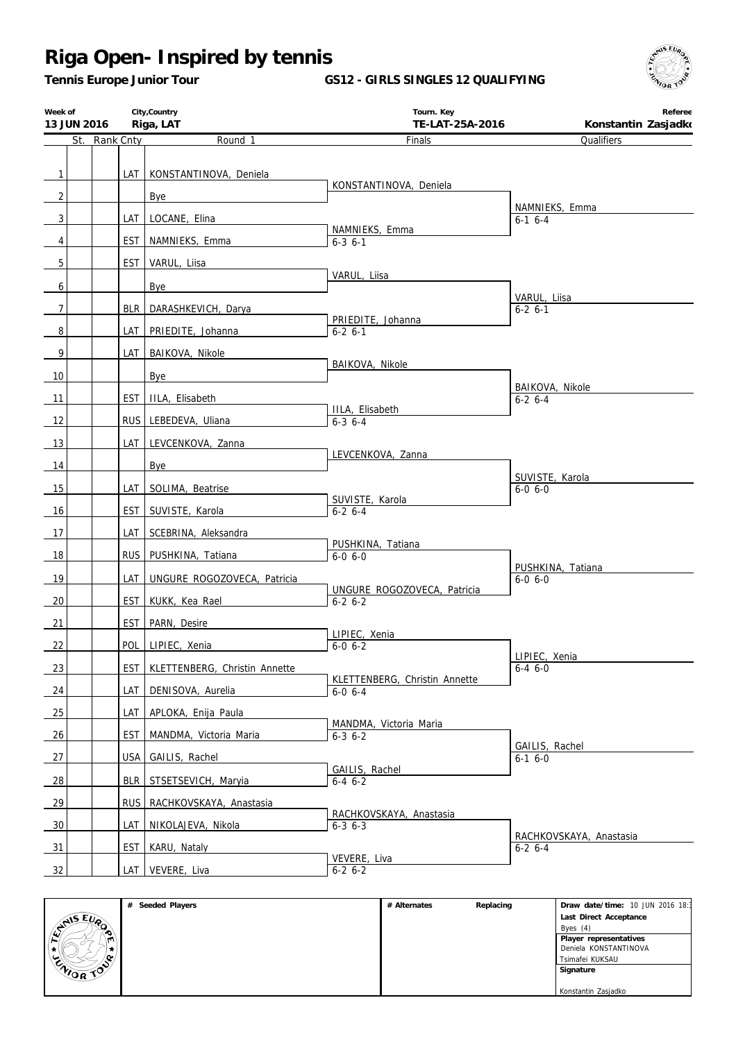# Riga Open- Inspired by tennis

**Tennis Europe Junior Tour** **GS12 - GIRLS SINGLES 12 QUALIFYING**

| Week of | City,Country | Tourn. Key | Referee |
|---|---|---|---|
| 13 JUN 2016 | Riga, LAT | TE-LAT-25A-2016 | Konstantin Zasjadko |

| # | St. | Rank | Cnty | Round 1 | Finals | Qualifiers |
|---|---|---|---|---|---|---|
| 1 | | | LAT | KONSTANTINOVA, Deniela | KONSTANTINOVA, Deniela | |
| 2 | | | | Bye | | NAMNIEKS, Emma 6-1 6-4 |
| 3 | | | LAT | LOCANE, Elina | NAMNIEKS, Emma 6-3 6-1 | |
| 4 | | | EST | NAMNIEKS, Emma | | |
| 5 | | | EST | VARUL, Liisa | VARUL, Liisa | |
| 6 | | | | Bye | | VARUL, Liisa 6-2 6-1 |
| 7 | | | BLR | DARASHKEVICH, Darya | PRIEDITE, Johanna 6-2 6-1 | |
| 8 | | | LAT | PRIEDITE, Johanna | | |
| 9 | | | LAT | BAIKOVA, Nikole | BAIKOVA, Nikole | |
| 10 | | | | Bye | | BAIKOVA, Nikole 6-2 6-4 |
| 11 | | | EST | IILA, Elisabeth | IILA, Elisabeth 6-3 6-4 | |
| 12 | | | RUS | LEBEDEVA, Uliana | | |
| 13 | | | LAT | LEVCENKOVA, Zanna | LEVCENKOVA, Zanna | |
| 14 | | | | Bye | | SUVISTE, Karola 6-0 6-0 |
| 15 | | | LAT | SOLIMA, Beatrise | SUVISTE, Karola 6-2 6-4 | |
| 16 | | | EST | SUVISTE, Karola | | |
| 17 | | | LAT | SCEBRINA, Aleksandra | PUSHKINA, Tatiana 6-0 6-0 | |
| 18 | | | RUS | PUSHKINA, Tatiana | | PUSHKINA, Tatiana 6-0 6-0 |
| 19 | | | LAT | UNGURE ROGOZOVECA, Patricia | UNGURE ROGOZOVECA, Patricia 6-2 6-2 | |
| 20 | | | EST | KUKK, Kea Rael | | |
| 21 | | | EST | PARN, Desire | LIPIEC, Xenia 6-0 6-2 | |
| 22 | | | POL | LIPIEC, Xenia | | LIPIEC, Xenia 6-4 6-0 |
| 23 | | | EST | KLETTENBERG, Christin Annette | KLETTENBERG, Christin Annette 6-0 6-4 | |
| 24 | | | LAT | DENISOVA, Aurelia | | |
| 25 | | | LAT | APLOKA, Enija Paula | MANDMA, Victoria Maria 6-3 6-2 | |
| 26 | | | EST | MANDMA, Victoria Maria | | GAILIS, Rachel 6-1 6-0 |
| 27 | | | USA | GAILIS, Rachel | GAILIS, Rachel 6-4 6-2 | |
| 28 | | | BLR | STSETSEVICH, Maryia | | |
| 29 | | | RUS | RACHKOVSKAYA, Anastasia | RACHKOVSKAYA, Anastasia 6-3 6-3 | |
| 30 | | | LAT | NIKOLAJEVA, Nikola | | RACHKOVSKAYA, Anastasia 6-2 6-4 |
| 31 | | | EST | KARU, Nataly | VEVERE, Liva 6-2 6-2 | |
| 32 | | | LAT | VEVERE, Liva | | |

| # Seeded Players | # Alternates | Replacing | Draw date/time: 10 JUN 2016 18:3 |
|---|---|---|---|
| | | | Last Direct Acceptance |
| | | | Byes (4) |
| | | | Player representatives |
| | | | Deniela KONSTANTINOVA |
| | | | Tsimafei KUKSAU |
| | | | Signature |
| | | | Konstantin Zasjadko |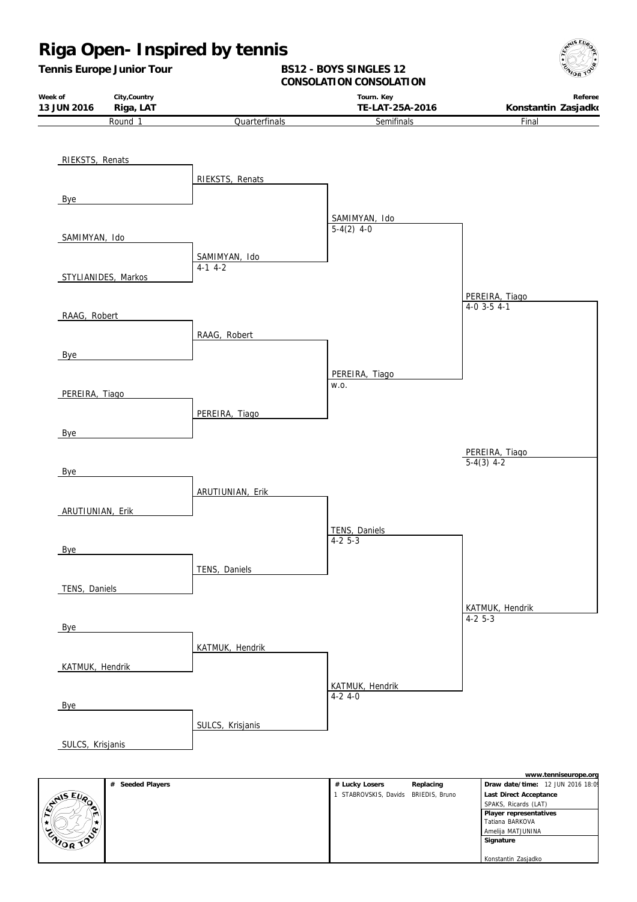# Riga Open- Inspired by tennis

**Tennis Europe Junior Tour**

**BS12 - BOYS SINGLES 12**
**CONSOLATION CONSOLATION**

| Week of | City,Country | Tourn. Key | Referee |
|---|---|---|---|
| 13 JUN 2016 | Riga, LAT | TE-LAT-25A-2016 | Konstantin Zasjadko |

| Round 1 | Quarterfinals | Semifinals | Final |
|---|---|---|---|
| RIEKSTS, Renats | | | |
| Bye | RIEKSTS, Renats | | |
| SAMIMYAN, Ido | | SAMIMYAN, Ido 5-4(2) 4-0 | |
| STYLIANIDES, Markos | SAMIMYAN, Ido 4-1 4-2 | | |
| RAAG, Robert | | | PEREIRA, Tiago 4-0 3-5 4-1 |
| Bye | RAAG, Robert | | |
| PEREIRA, Tiago | | PEREIRA, Tiago w.o. | |
| Bye | PEREIRA, Tiago | | |
| Bye | | | |
| ARUTIUNIAN, Erik | ARUTIUNIAN, Erik | | |
| Bye | | TENS, Daniels 4-2 5-3 | |
| TENS, Daniels | TENS, Daniels | | |
| Bye | | | KATMUK, Hendrik 4-2 5-3 |
| KATMUK, Hendrik | KATMUK, Hendrik | | |
| Bye | | KATMUK, Hendrik 4-2 4-0 | |
| SULCS, Krisjanis | SULCS, Krisjanis | | |

**Winner:** PEREIRA, Tiago 5-4(3) 4-2

www.tenniseurope.org

| # Seeded Players | # Lucky Losers | Replacing | |
|---|---|---|---|
| | 1 STABROVSKIS, Davids | BRIEDIS, Bruno | **Draw date/time:** 12 JUN 2016 18:09 |
| | | | **Last Direct Acceptance** SPAKS, Ricards (LAT) |
| | | | **Player representatives** Tatiana BARKOVA, Amelija MATJUNINA |
| | | | **Signature** Konstantin Zasjadko |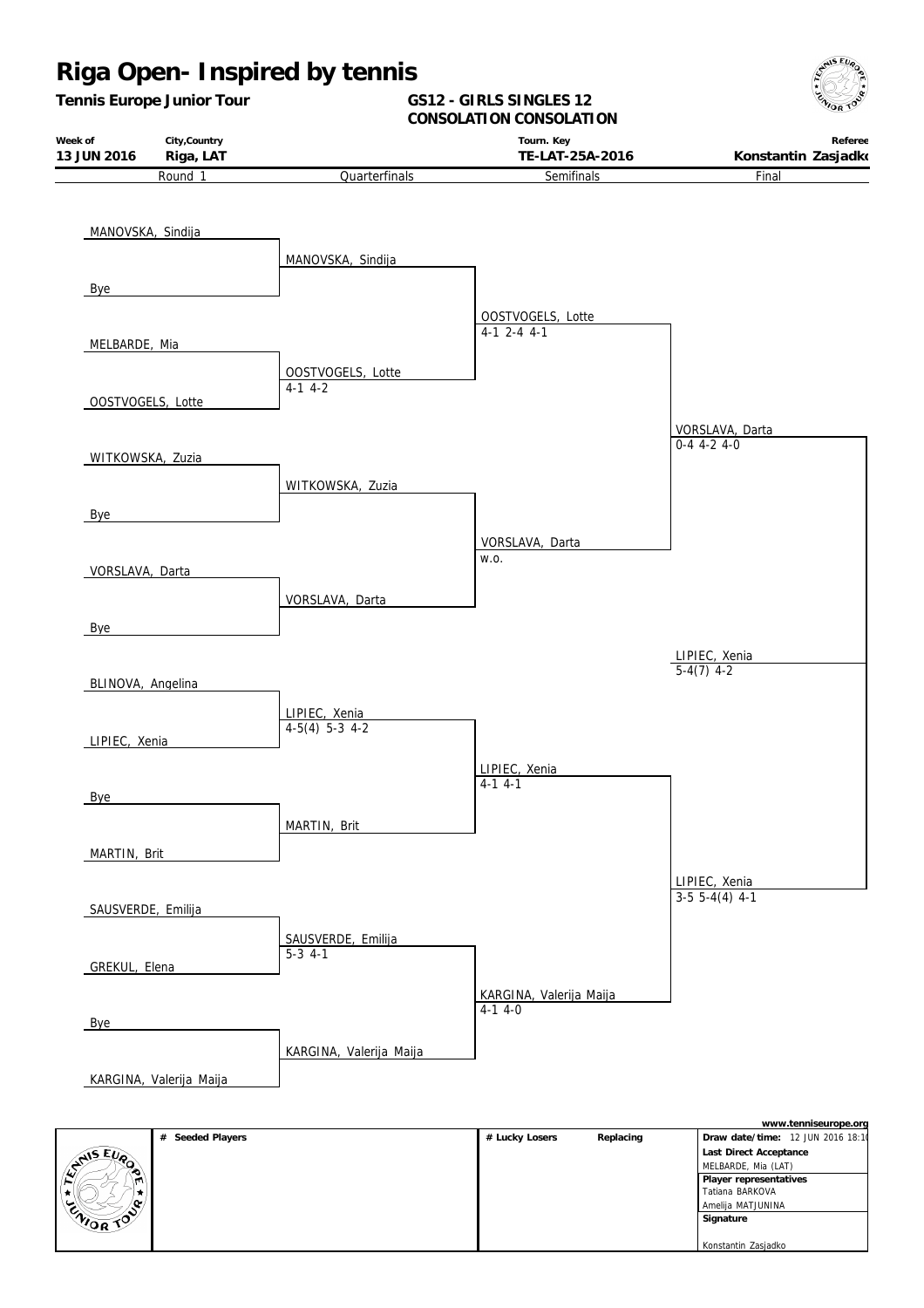# Riga Open- Inspired by tennis

**Tennis Europe Junior Tour**

**GS12 - GIRLS SINGLES 12**
**CONSOLATION CONSOLATION**

| Week of | City,Country | Tourn. Key | Referee |
|---|---|---|---|
| 13 JUN 2016 | Riga, LAT | TE-LAT-25A-2016 | Konstantin Zasjadko |

| Round 1 | Quarterfinals | Semifinals | Final |
|---|---|---|---|
| MANOVSKA, Sindija | | | |
| | MANOVSKA, Sindija | | |
| Bye | | | |
| | | OOSTVOGELS, Lotte 4-1 2-4 4-1 | |
| MELBARDE, Mia | | | |
| | OOSTVOGELS, Lotte 4-1 4-2 | | |
| OOSTVOGELS, Lotte | | | |
| | | | VORSLAVA, Darta 0-4 4-2 4-0 |
| WITKOWSKA, Zuzia | | | |
| | WITKOWSKA, Zuzia | | |
| Bye | | | |
| | | VORSLAVA, Darta w.o. | |
| VORSLAVA, Darta | | | |
| | VORSLAVA, Darta | | |
| Bye | | | |
| | | | LIPIEC, Xenia 5-4(7) 4-2 |
| BLINOVA, Angelina | | | |
| | LIPIEC, Xenia 4-5(4) 5-3 4-2 | | |
| LIPIEC, Xenia | | | |
| | | LIPIEC, Xenia 4-1 4-1 | |
| Bye | | | |
| | MARTIN, Brit | | |
| MARTIN, Brit | | | |
| | | | LIPIEC, Xenia 3-5 5-4(4) 4-1 |
| SAUSVERDE, Emilija | | | |
| | SAUSVERDE, Emilija 5-3 4-1 | | |
| GREKUL, Elena | | | |
| | | KARGINA, Valerija Maija 4-1 4-0 | |
| Bye | | | |
| | KARGINA, Valerija Maija | | |
| KARGINA, Valerija Maija | | | |

www.tenniseurope.org

| # Seeded Players | # Lucky Losers | Replacing | |
|---|---|---|---|
| | | | **Draw date/time:** 12 JUN 2016 18:10 |
| | | | **Last Direct Acceptance** |
| | | | MELBARDE, Mia (LAT) |
| | | | **Player representatives** |
| | | | Tatiana BARKOVA |
| | | | Amelija MATJUNINA |
| | | | **Signature** |
| | | | Konstantin Zasjadko |